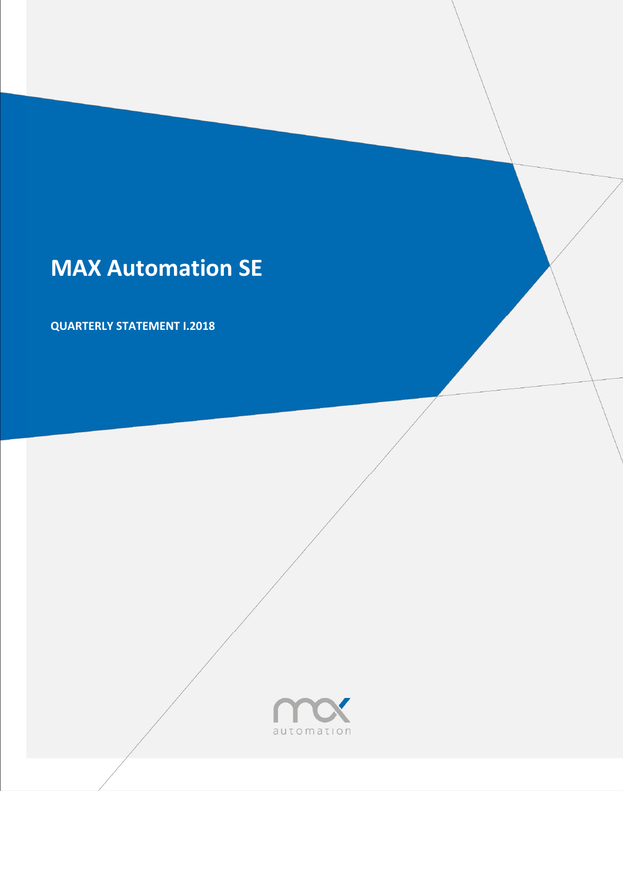# MAX Automation SE

**QUARTERLY STATEMENT I.2018**

automation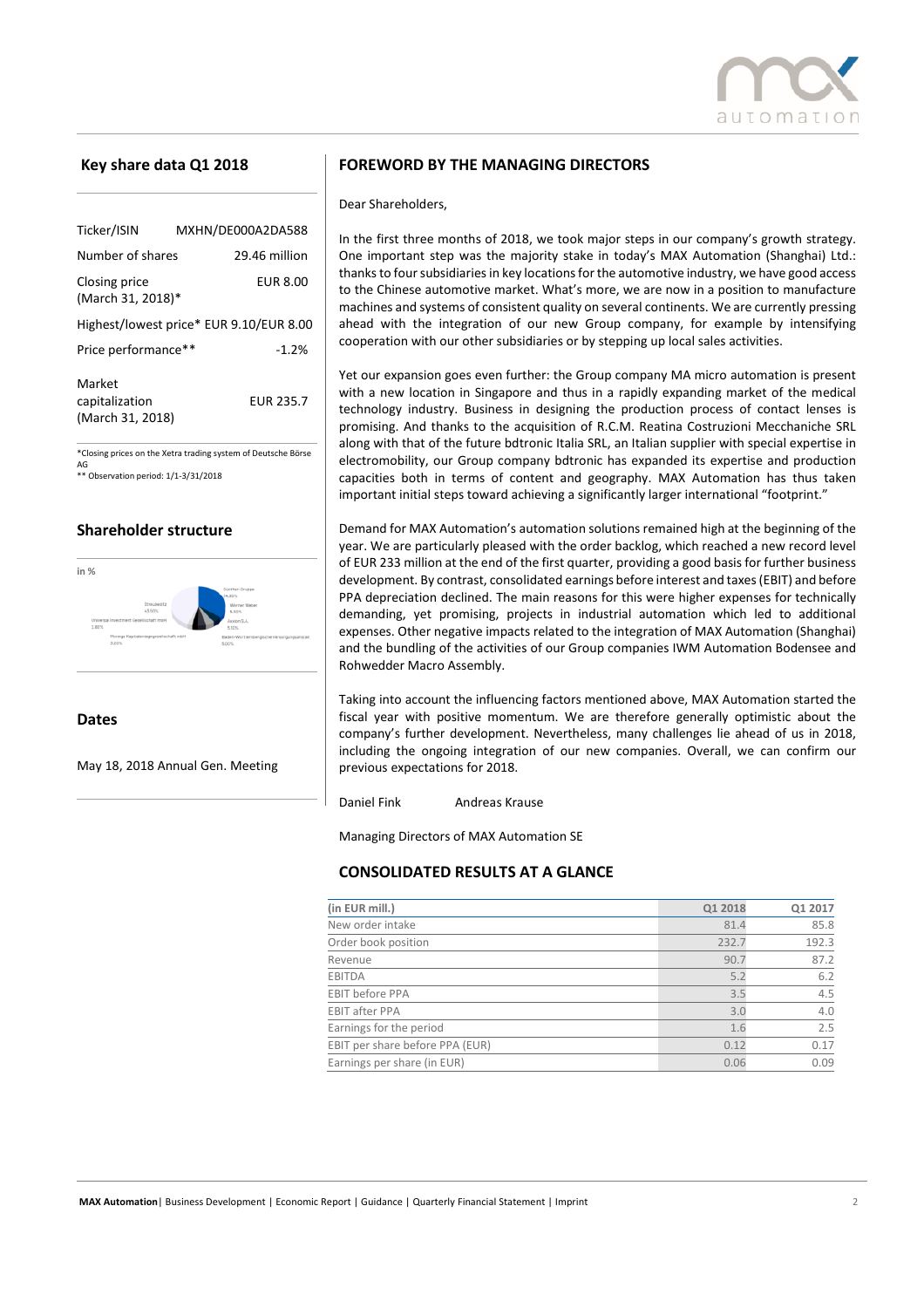## Key share data Q1 2018

| | |
|---|---|
| Ticker/ISIN | MXHN/DE000A2DA588 |
| Number of shares | 29.46 million |
| Closing price (March 31, 2018)* | EUR 8.00 |
| Highest/lowest price* | EUR 9.10/EUR 8.00 |
| Price performance** | -1.2% |
| Market capitalization (March 31, 2018) | EUR 235.7 |

*Closing prices on the Xetra trading system of Deutsche Börse AG
** Observation period: 1/1-3/31/2018

## Shareholder structure

in %

Günther-Gruppe 34.80%
Werner Weber 6.60%
Axxion S.A. 5.10%
Baden-Württembergische Versorgungsanstalt 5.00%
Monega Kapitalanlagegesellschaft mbH 3.20%
Universal Investment Gesellschaft mbH 1.80%
Streubesitz 43.50%

## Dates

May 18, 2018 Annual Gen. Meeting

## FOREWORD BY THE MANAGING DIRECTORS

Dear Shareholders,

In the first three months of 2018, we took major steps in our company's growth strategy. One important step was the majority stake in today's MAX Automation (Shanghai) Ltd.: thanks to four subsidiaries in key locations for the automotive industry, we have good access to the Chinese automotive market. What's more, we are now in a position to manufacture machines and systems of consistent quality on several continents. We are currently pressing ahead with the integration of our new Group company, for example by intensifying cooperation with our other subsidiaries or by stepping up local sales activities.

Yet our expansion goes even further: the Group company MA micro automation is present with a new location in Singapore and thus in a rapidly expanding market of the medical technology industry. Business in designing the production process of contact lenses is promising. And thanks to the acquisition of R.C.M. Reatina Costruzioni Mecchaniche SRL along with that of the future bdtronic Italia SRL, an Italian supplier with special expertise in electromobility, our Group company bdtronic has expanded its expertise and production capacities both in terms of content and geography. MAX Automation has thus taken important initial steps toward achieving a significantly larger international "footprint."

Demand for MAX Automation's automation solutions remained high at the beginning of the year. We are particularly pleased with the order backlog, which reached a new record level of EUR 233 million at the end of the first quarter, providing a good basis for further business development. By contrast, consolidated earnings before interest and taxes (EBIT) and before PPA depreciation declined. The main reasons for this were higher expenses for technically demanding, yet promising, projects in industrial automation which led to additional expenses. Other negative impacts related to the integration of MAX Automation (Shanghai) and the bundling of the activities of our Group companies IWM Automation Bodensee and Rohwedder Macro Assembly.

Taking into account the influencing factors mentioned above, MAX Automation started the fiscal year with positive momentum. We are therefore generally optimistic about the company's further development. Nevertheless, many challenges lie ahead of us in 2018, including the ongoing integration of our new companies. Overall, we can confirm our previous expectations for 2018.

Daniel Fink Andreas Krause

Managing Directors of MAX Automation SE

## CONSOLIDATED RESULTS AT A GLANCE

| (in EUR mill.) | Q1 2018 | Q1 2017 |
|---|---|---|
| New order intake | 81.4 | 85.8 |
| Order book position | 232.7 | 192.3 |
| Revenue | 90.7 | 87.2 |
| EBITDA | 5.2 | 6.2 |
| EBIT before PPA | 3.5 | 4.5 |
| EBIT after PPA | 3.0 | 4.0 |
| Earnings for the period | 1.6 | 2.5 |
| EBIT per share before PPA (EUR) | 0.12 | 0.17 |
| Earnings per share (in EUR) | 0.06 | 0.09 |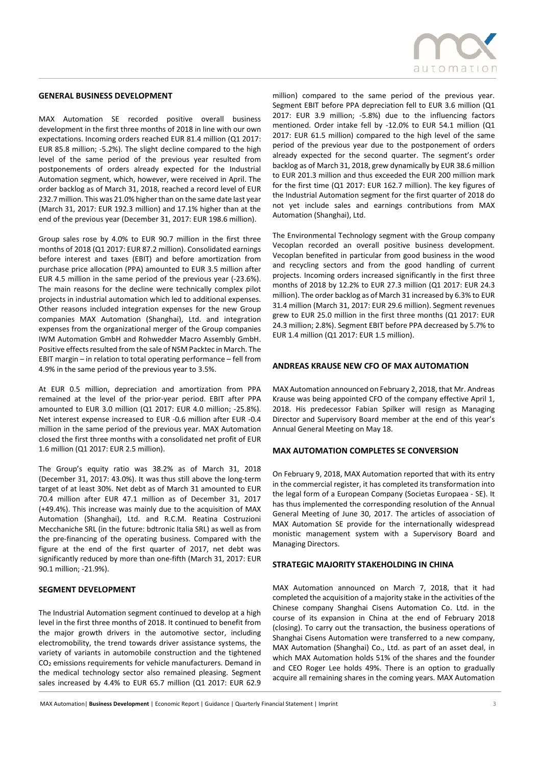## GENERAL BUSINESS DEVELOPMENT

MAX Automation SE recorded positive overall business development in the first three months of 2018 in line with our own expectations. Incoming orders reached EUR 81.4 million (Q1 2017: EUR 85.8 million; -5.2%). The slight decline compared to the high level of the same period of the previous year resulted from postponements of orders already expected for the Industrial Automation segment, which, however, were received in April. The order backlog as of March 31, 2018, reached a record level of EUR 232.7 million. This was 21.0% higher than on the same date last year (March 31, 2017: EUR 192.3 million) and 17.1% higher than at the end of the previous year (December 31, 2017: EUR 198.6 million).

Group sales rose by 4.0% to EUR 90.7 million in the first three months of 2018 (Q1 2017: EUR 87.2 million). Consolidated earnings before interest and taxes (EBIT) and before amortization from purchase price allocation (PPA) amounted to EUR 3.5 million after EUR 4.5 million in the same period of the previous year (-23.6%). The main reasons for the decline were technically complex pilot projects in industrial automation which led to additional expenses. Other reasons included integration expenses for the new Group companies MAX Automation (Shanghai), Ltd. and integration expenses from the organizational merger of the Group companies IWM Automation GmbH and Rohwedder Macro Assembly GmbH. Positive effects resulted from the sale of NSM Packtec in March. The EBIT margin – in relation to total operating performance – fell from 4.9% in the same period of the previous year to 3.5%.

At EUR 0.5 million, depreciation and amortization from PPA remained at the level of the prior-year period. EBIT after PPA amounted to EUR 3.0 million (Q1 2017: EUR 4.0 million; -25.8%). Net interest expense increased to EUR -0.6 million after EUR -0.4 million in the same period of the previous year. MAX Automation closed the first three months with a consolidated net profit of EUR 1.6 million (Q1 2017: EUR 2.5 million).

The Group's equity ratio was 38.2% as of March 31, 2018 (December 31, 2017: 43.0%). It was thus still above the long-term target of at least 30%. Net debt as of March 31 amounted to EUR 70.4 million after EUR 47.1 million as of December 31, 2017 (+49.4%). This increase was mainly due to the acquisition of MAX Automation (Shanghai), Ltd. and R.C.M. Reatina Costruzioni Mecchaniche SRL (in the future: bdtronic Italia SRL) as well as from the pre-financing of the operating business. Compared with the figure at the end of the first quarter of 2017, net debt was significantly reduced by more than one-fifth (March 31, 2017: EUR 90.1 million; -21.9%).

## SEGMENT DEVELOPMENT

The Industrial Automation segment continued to develop at a high level in the first three months of 2018. It continued to benefit from the major growth drivers in the automotive sector, including electromobility, the trend towards driver assistance systems, the variety of variants in automobile construction and the tightened $CO_2$ emissions requirements for vehicle manufacturers. Demand in the medical technology sector also remained pleasing. Segment sales increased by 4.4% to EUR 65.7 million (Q1 2017: EUR 62.9 million) compared to the same period of the previous year. Segment EBIT before PPA depreciation fell to EUR 3.6 million (Q1 2017: EUR 3.9 million; -5.8%) due to the influencing factors mentioned. Order intake fell by -12.0% to EUR 54.1 million (Q1 2017: EUR 61.5 million) compared to the high level of the same period of the previous year due to the postponement of orders already expected for the second quarter. The segment's order backlog as of March 31, 2018, grew dynamically by EUR 38.6 million to EUR 201.3 million and thus exceeded the EUR 200 million mark for the first time (Q1 2017: EUR 162.7 million). The key figures of the Industrial Automation segment for the first quarter of 2018 do not yet include sales and earnings contributions from MAX Automation (Shanghai), Ltd.

The Environmental Technology segment with the Group company Vecoplan recorded an overall positive business development. Vecoplan benefited in particular from good business in the wood and recycling sectors and from the good handling of current projects. Incoming orders increased significantly in the first three months of 2018 by 12.2% to EUR 27.3 million (Q1 2017: EUR 24.3 million). The order backlog as of March 31 increased by 6.3% to EUR 31.4 million (March 31, 2017: EUR 29.6 million). Segment revenues grew to EUR 25.0 million in the first three months (Q1 2017: EUR 24.3 million; 2.8%). Segment EBIT before PPA decreased by 5.7% to EUR 1.4 million (Q1 2017: EUR 1.5 million).

## ANDREAS KRAUSE NEW CFO OF MAX AUTOMATION

MAX Automation announced on February 2, 2018, that Mr. Andreas Krause was being appointed CFO of the company effective April 1, 2018. His predecessor Fabian Spilker will resign as Managing Director and Supervisory Board member at the end of this year's Annual General Meeting on May 18.

## MAX AUTOMATION COMPLETES SE CONVERSION

On February 9, 2018, MAX Automation reported that with its entry in the commercial register, it has completed its transformation into the legal form of a European Company (Societas Europaea - SE). It has thus implemented the corresponding resolution of the Annual General Meeting of June 30, 2017. The articles of association of MAX Automation SE provide for the internationally widespread monistic management system with a Supervisory Board and Managing Directors.

## STRATEGIC MAJORITY STAKEHOLDING IN CHINA

MAX Automation announced on March 7, 2018, that it had completed the acquisition of a majority stake in the activities of the Chinese company Shanghai Cisens Automation Co. Ltd. in the course of its expansion in China at the end of February 2018 (closing). To carry out the transaction, the business operations of Shanghai Cisens Automation were transferred to a new company, MAX Automation (Shanghai) Co., Ltd. as part of an asset deal, in which MAX Automation holds 51% of the shares and the founder and CEO Roger Lee holds 49%. There is an option to gradually acquire all remaining shares in the coming years. MAX Automation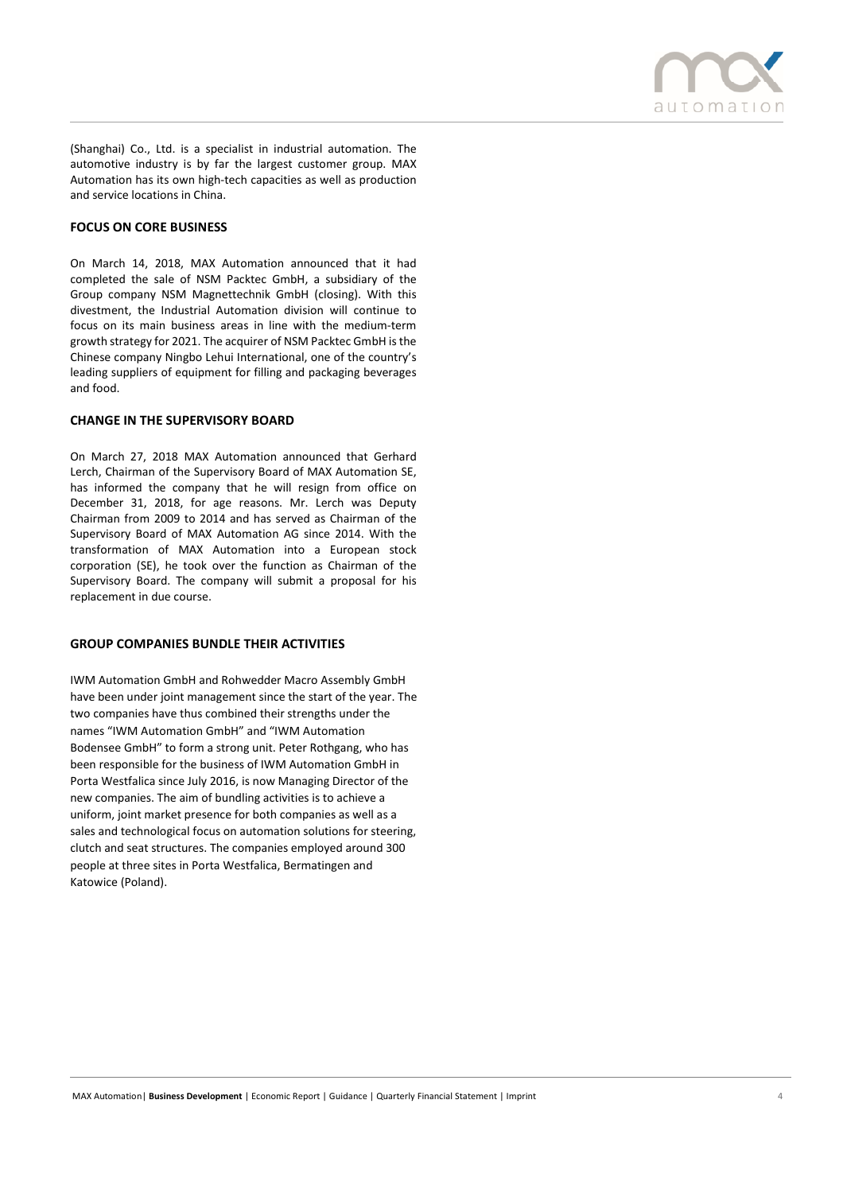(Shanghai) Co., Ltd. is a specialist in industrial automation. The automotive industry is by far the largest customer group. MAX Automation has its own high-tech capacities as well as production and service locations in China.

### FOCUS ON CORE BUSINESS

On March 14, 2018, MAX Automation announced that it had completed the sale of NSM Packtec GmbH, a subsidiary of the Group company NSM Magnettechnik GmbH (closing). With this divestment, the Industrial Automation division will continue to focus on its main business areas in line with the medium-term growth strategy for 2021. The acquirer of NSM Packtec GmbH is the Chinese company Ningbo Lehui International, one of the country's leading suppliers of equipment for filling and packaging beverages and food.

### CHANGE IN THE SUPERVISORY BOARD

On March 27, 2018 MAX Automation announced that Gerhard Lerch, Chairman of the Supervisory Board of MAX Automation SE, has informed the company that he will resign from office on December 31, 2018, for age reasons. Mr. Lerch was Deputy Chairman from 2009 to 2014 and has served as Chairman of the Supervisory Board of MAX Automation AG since 2014. With the transformation of MAX Automation into a European stock corporation (SE), he took over the function as Chairman of the Supervisory Board. The company will submit a proposal for his replacement in due course.

### GROUP COMPANIES BUNDLE THEIR ACTIVITIES

IWM Automation GmbH and Rohwedder Macro Assembly GmbH have been under joint management since the start of the year. The two companies have thus combined their strengths under the names "IWM Automation GmbH" and "IWM Automation Bodensee GmbH" to form a strong unit. Peter Rothgang, who has been responsible for the business of IWM Automation GmbH in Porta Westfalica since July 2016, is now Managing Director of the new companies. The aim of bundling activities is to achieve a uniform, joint market presence for both companies as well as a sales and technological focus on automation solutions for steering, clutch and seat structures. The companies employed around 300 people at three sites in Porta Westfalica, Bermatingen and Katowice (Poland).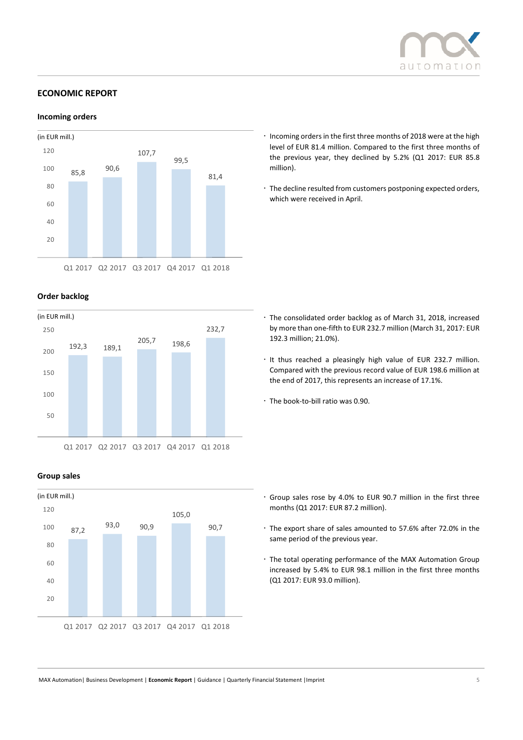## ECONOMIC REPORT

### Incoming orders

(in EUR mill.)

| Q1 2017 | Q2 2017 | Q3 2017 | Q4 2017 | Q1 2018 |
|---|---|---|---|---|
| 85,8 | 90,6 | 107,7 | 99,5 | 81,4 |

- Incoming orders in the first three months of 2018 were at the high level of EUR 81.4 million. Compared to the first three months of the previous year, they declined by 5.2% (Q1 2017: EUR 85.8 million).
- The decline resulted from customers postponing expected orders, which were received in April.

### Order backlog

(in EUR mill.)

| Q1 2017 | Q2 2017 | Q3 2017 | Q4 2017 | Q1 2018 |
|---|---|---|---|---|
| 192,3 | 189,1 | 205,7 | 198,6 | 232,7 |

- The consolidated order backlog as of March 31, 2018, increased by more than one-fifth to EUR 232.7 million (March 31, 2017: EUR 192.3 million; 21.0%).
- It thus reached a pleasingly high value of EUR 232.7 million. Compared with the previous record value of EUR 198.6 million at the end of 2017, this represents an increase of 17.1%.
- The book-to-bill ratio was 0.90.

### Group sales

(in EUR mill.)

| Q1 2017 | Q2 2017 | Q3 2017 | Q4 2017 | Q1 2018 |
|---|---|---|---|---|
| 87,2 | 93,0 | 90,9 | 105,0 | 90,7 |

- Group sales rose by 4.0% to EUR 90.7 million in the first three months (Q1 2017: EUR 87.2 million).
- The export share of sales amounted to 57.6% after 72.0% in the same period of the previous year.
- The total operating performance of the MAX Automation Group increased by 5.4% to EUR 98.1 million in the first three months (Q1 2017: EUR 93.0 million).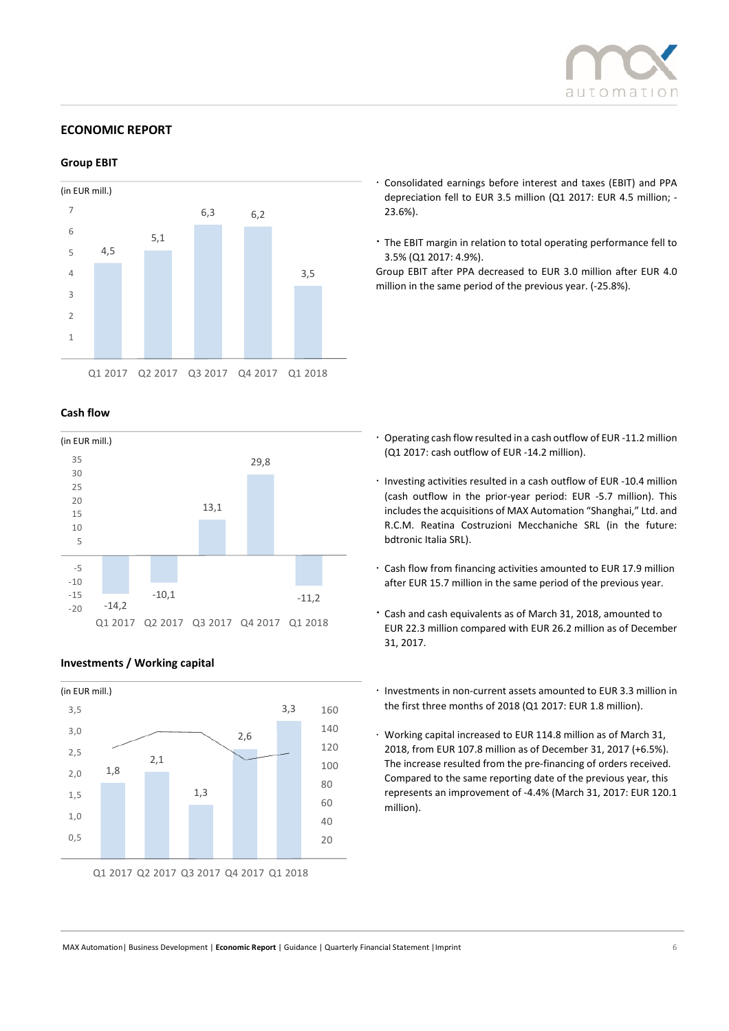## ECONOMIC REPORT

### Group EBIT

(in EUR mill.)

| Q1 2017 | Q2 2017 | Q3 2017 | Q4 2017 | Q1 2018 |
|---|---|---|---|---|
| 4,5 | 5,1 | 6,3 | 6,2 | 3,5 |

- Consolidated earnings before interest and taxes (EBIT) and PPA depreciation fell to EUR 3.5 million (Q1 2017: EUR 4.5 million; -23.6%).
- The EBIT margin in relation to total operating performance fell to 3.5% (Q1 2017: 4.9%).

Group EBIT after PPA decreased to EUR 3.0 million after EUR 4.0 million in the same period of the previous year. (-25.8%).

### Cash flow

(in EUR mill.)

| Q1 2017 | Q2 2017 | Q3 2017 | Q4 2017 | Q1 2018 |
|---|---|---|---|---|
| -14,2 | -10,1 | 13,1 | 29,8 | -11,2 |

- Operating cash flow resulted in a cash outflow of EUR -11.2 million (Q1 2017: cash outflow of EUR -14.2 million).
- Investing activities resulted in a cash outflow of EUR -10.4 million (cash outflow in the prior-year period: EUR -5.7 million). This includes the acquisitions of MAX Automation "Shanghai," Ltd. and R.C.M. Reatina Costruzioni Mecchaniche SRL (in the future: bdtronic Italia SRL).
- Cash flow from financing activities amounted to EUR 17.9 million after EUR 15.7 million in the same period of the previous year.
- Cash and cash equivalents as of March 31, 2018, amounted to EUR 22.3 million compared with EUR 26.2 million as of December 31, 2017.

### Investments / Working capital

(in EUR mill.)

| | Q1 2017 | Q2 2017 | Q3 2017 | Q4 2017 | Q1 2018 |
|---|---|---|---|---|---|
| Investments | 1,8 | 2,1 | 1,3 | 2,6 | 3,3 |

- Investments in non-current assets amounted to EUR 3.3 million in the first three months of 2018 (Q1 2017: EUR 1.8 million).
- Working capital increased to EUR 114.8 million as of March 31, 2018, from EUR 107.8 million as of December 31, 2017 (+6.5%). The increase resulted from the pre-financing of orders received. Compared to the same reporting date of the previous year, this represents an improvement of -4.4% (March 31, 2017: EUR 120.1 million).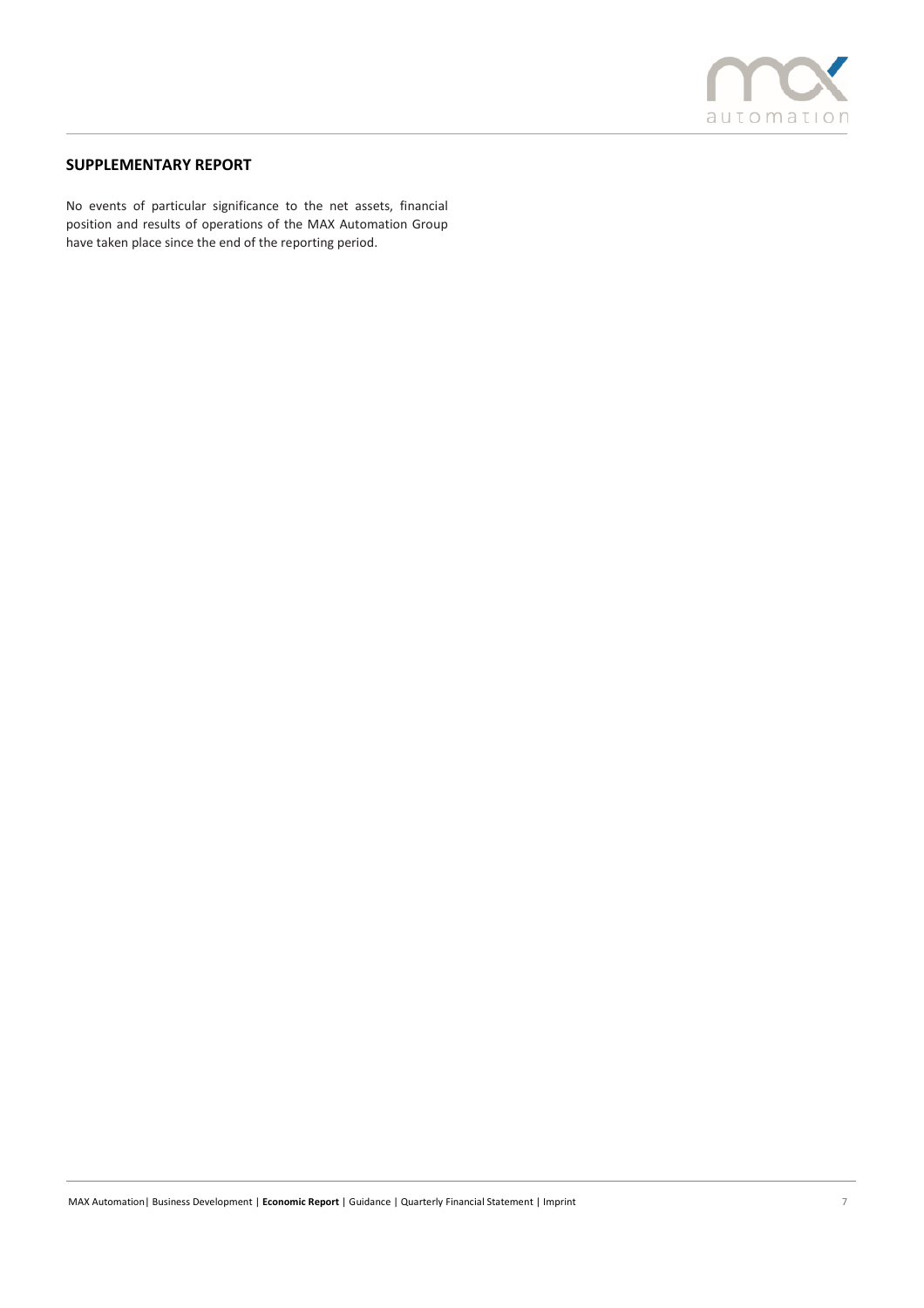## SUPPLEMENTARY REPORT

No events of particular significance to the net assets, financial position and results of operations of the MAX Automation Group have taken place since the end of the reporting period.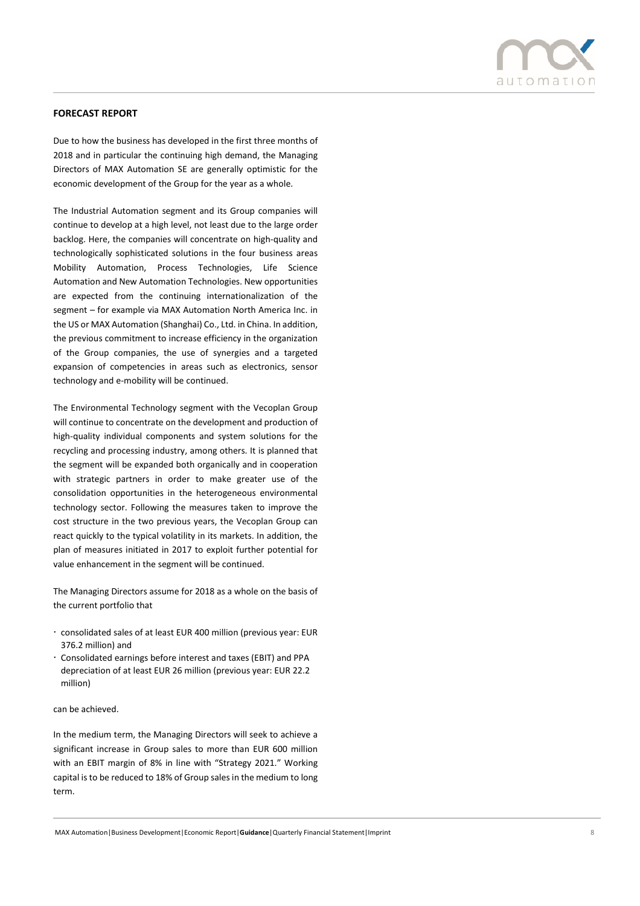## FORECAST REPORT

Due to how the business has developed in the first three months of 2018 and in particular the continuing high demand, the Managing Directors of MAX Automation SE are generally optimistic for the economic development of the Group for the year as a whole.

The Industrial Automation segment and its Group companies will continue to develop at a high level, not least due to the large order backlog. Here, the companies will concentrate on high-quality and technologically sophisticated solutions in the four business areas Mobility Automation, Process Technologies, Life Science Automation and New Automation Technologies. New opportunities are expected from the continuing internationalization of the segment – for example via MAX Automation North America Inc. in the US or MAX Automation (Shanghai) Co., Ltd. in China. In addition, the previous commitment to increase efficiency in the organization of the Group companies, the use of synergies and a targeted expansion of competencies in areas such as electronics, sensor technology and e-mobility will be continued.

The Environmental Technology segment with the Vecoplan Group will continue to concentrate on the development and production of high-quality individual components and system solutions for the recycling and processing industry, among others. It is planned that the segment will be expanded both organically and in cooperation with strategic partners in order to make greater use of the consolidation opportunities in the heterogeneous environmental technology sector. Following the measures taken to improve the cost structure in the two previous years, the Vecoplan Group can react quickly to the typical volatility in its markets. In addition, the plan of measures initiated in 2017 to exploit further potential for value enhancement in the segment will be continued.

The Managing Directors assume for 2018 as a whole on the basis of the current portfolio that

- consolidated sales of at least EUR 400 million (previous year: EUR 376.2 million) and
- Consolidated earnings before interest and taxes (EBIT) and PPA depreciation of at least EUR 26 million (previous year: EUR 22.2 million)

can be achieved.

In the medium term, the Managing Directors will seek to achieve a significant increase in Group sales to more than EUR 600 million with an EBIT margin of 8% in line with "Strategy 2021." Working capital is to be reduced to 18% of Group sales in the medium to long term.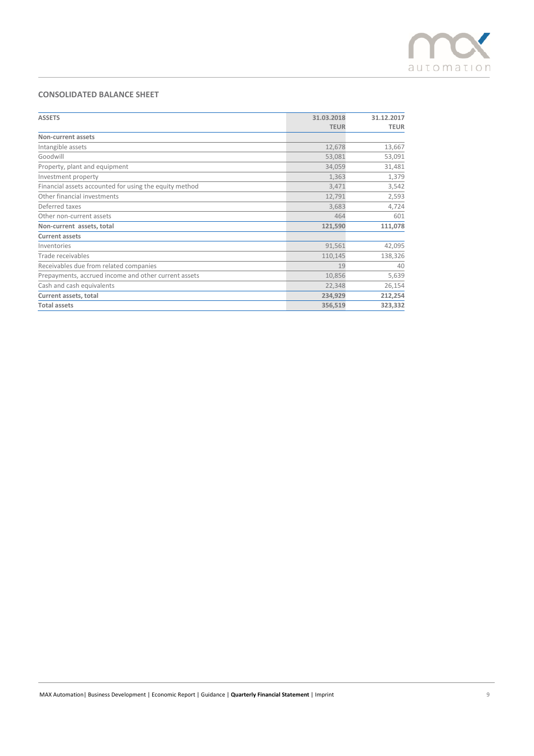## CONSOLIDATED BALANCE SHEET

| ASSETS | 31.03.2018<br>TEUR | 31.12.2017<br>TEUR |
|---|---|---|
| **Non-current assets** | | |
| Intangible assets | 12,678 | 13,667 |
| Goodwill | 53,081 | 53,091 |
| Property, plant and equipment | 34,059 | 31,481 |
| Investment property | 1,363 | 1,379 |
| Financial assets accounted for using the equity method | 3,471 | 3,542 |
| Other financial investments | 12,791 | 2,593 |
| Deferred taxes | 3,683 | 4,724 |
| Other non-current assets | 464 | 601 |
| **Non-current assets, total** | **121,590** | **111,078** |
| **Current assets** | | |
| Inventories | 91,561 | 42,095 |
| Trade receivables | 110,145 | 138,326 |
| Receivables due from related companies | 19 | 40 |
| Prepayments, accrued income and other current assets | 10,856 | 5,639 |
| Cash and cash equivalents | 22,348 | 26,154 |
| **Current assets, total** | **234,929** | **212,254** |
| **Total assets** | **356,519** | **323,332** |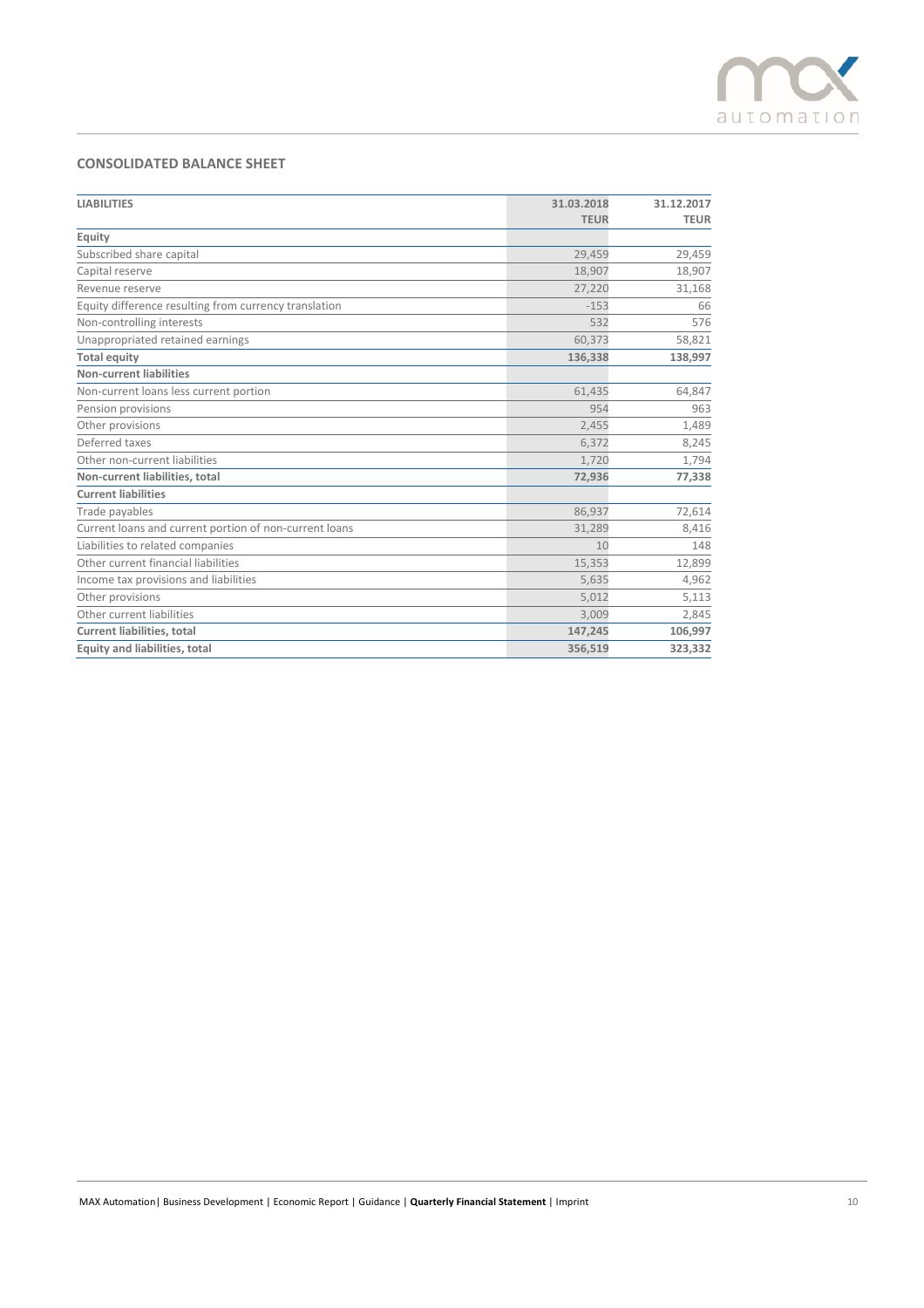## CONSOLIDATED BALANCE SHEET

| LIABILITIES | 31.03.2018 TEUR | 31.12.2017 TEUR |
|---|---|---|
| **Equity** | | |
| Subscribed share capital | 29,459 | 29,459 |
| Capital reserve | 18,907 | 18,907 |
| Revenue reserve | 27,220 | 31,168 |
| Equity difference resulting from currency translation | -153 | 66 |
| Non-controlling interests | 532 | 576 |
| Unappropriated retained earnings | 60,373 | 58,821 |
| **Total equity** | **136,338** | **138,997** |
| **Non-current liabilities** | | |
| Non-current loans less current portion | 61,435 | 64,847 |
| Pension provisions | 954 | 963 |
| Other provisions | 2,455 | 1,489 |
| Deferred taxes | 6,372 | 8,245 |
| Other non-current liabilities | 1,720 | 1,794 |
| **Non-current liabilities, total** | **72,936** | **77,338** |
| **Current liabilities** | | |
| Trade payables | 86,937 | 72,614 |
| Current loans and current portion of non-current loans | 31,289 | 8,416 |
| Liabilities to related companies | 10 | 148 |
| Other current financial liabilities | 15,353 | 12,899 |
| Income tax provisions and liabilities | 5,635 | 4,962 |
| Other provisions | 5,012 | 5,113 |
| Other current liabilities | 3,009 | 2,845 |
| **Current liabilities, total** | **147,245** | **106,997** |
| **Equity and liabilities, total** | **356,519** | **323,332** |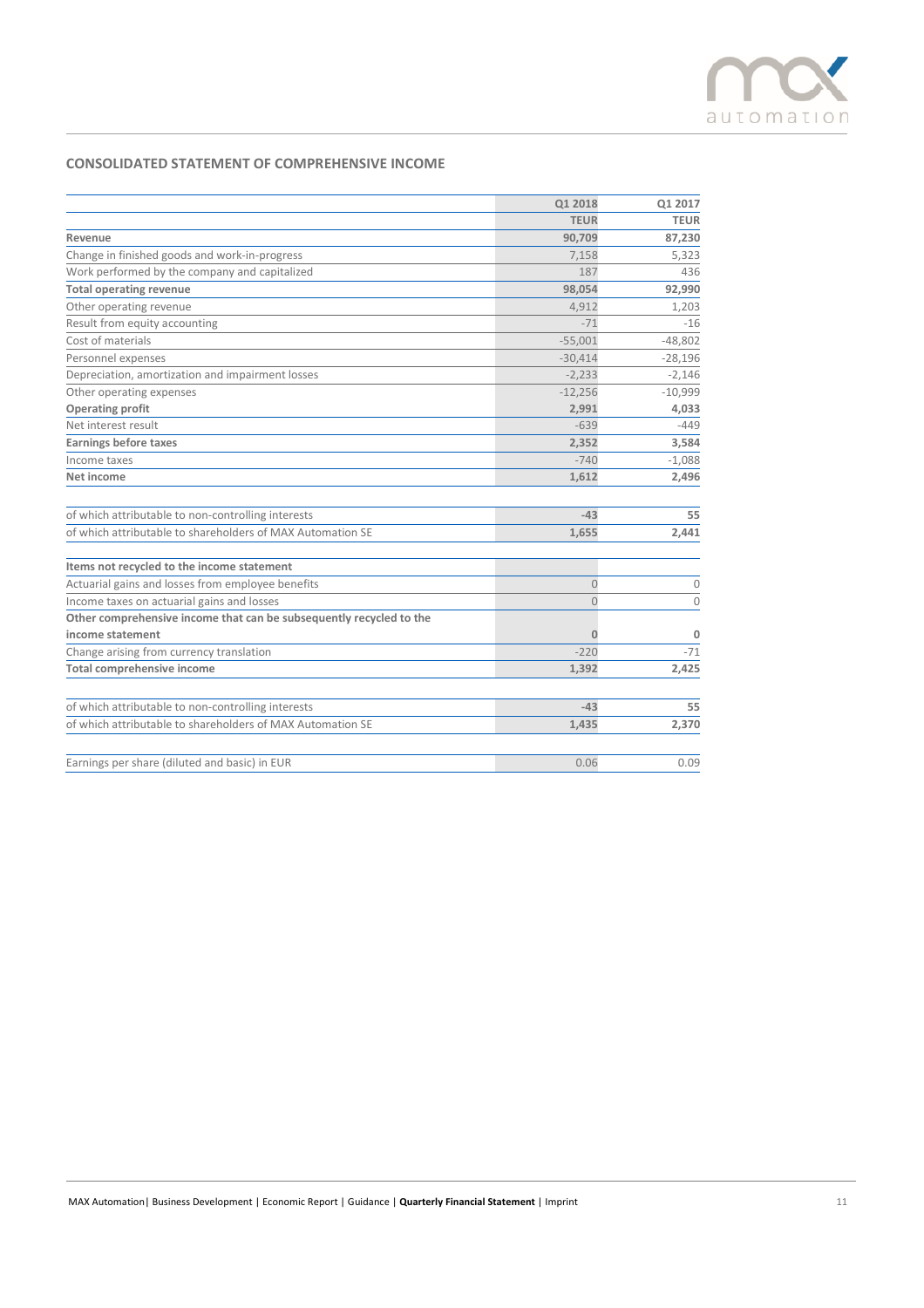## CONSOLIDATED STATEMENT OF COMPREHENSIVE INCOME

| | Q1 2018 | Q1 2017 |
|---|---|---|
| | TEUR | TEUR |
| **Revenue** | **90,709** | **87,230** |
| Change in finished goods and work-in-progress | 7,158 | 5,323 |
| Work performed by the company and capitalized | 187 | 436 |
| **Total operating revenue** | **98,054** | **92,990** |
| Other operating revenue | 4,912 | 1,203 |
| Result from equity accounting | -71 | -16 |
| Cost of materials | -55,001 | -48,802 |
| Personnel expenses | -30,414 | -28,196 |
| Depreciation, amortization and impairment losses | -2,233 | -2,146 |
| Other operating expenses | -12,256 | -10,999 |
| **Operating profit** | **2,991** | **4,033** |
| Net interest result | -639 | -449 |
| **Earnings before taxes** | **2,352** | **3,584** |
| Income taxes | -740 | -1,088 |
| **Net income** | **1,612** | **2,496** |
| | | |
| of which attributable to non-controlling interests | **-43** | **55** |
| of which attributable to shareholders of MAX Automation SE | **1,655** | **2,441** |
| | | |
| **Items not recycled to the income statement** | | |
| Actuarial gains and losses from employee benefits | 0 | 0 |
| Income taxes on actuarial gains and losses | 0 | 0 |
| **Other comprehensive income that can be subsequently recycled to the income statement** | **0** | **0** |
| Change arising from currency translation | -220 | -71 |
| **Total comprehensive income** | **1,392** | **2,425** |
| | | |
| of which attributable to non-controlling interests | **-43** | **55** |
| of which attributable to shareholders of MAX Automation SE | **1,435** | **2,370** |
| | | |
| Earnings per share (diluted and basic) in EUR | 0.06 | 0.09 |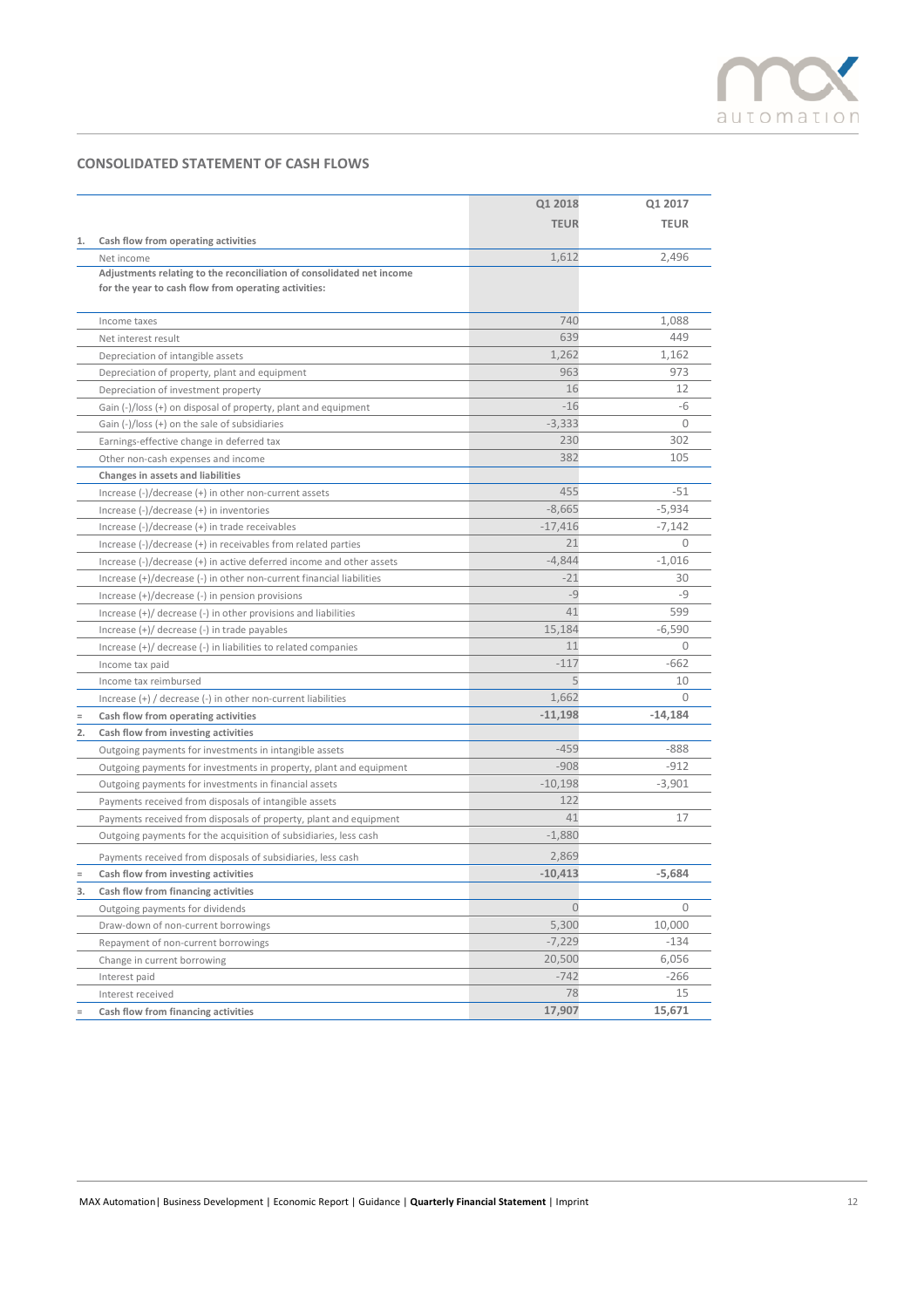## CONSOLIDATED STATEMENT OF CASH FLOWS

| | | Q1 2018 | Q1 2017 |
|---|---|---|---|
| | | TEUR | TEUR |
| 1. | **Cash flow from operating activities** | | |
| | Net income | 1,612 | 2,496 |
| | **Adjustments relating to the reconciliation of consolidated net income for the year to cash flow from operating activities:** | | |
| | Income taxes | 740 | 1,088 |
| | Net interest result | 639 | 449 |
| | Depreciation of intangible assets | 1,262 | 1,162 |
| | Depreciation of property, plant and equipment | 963 | 973 |
| | Depreciation of investment property | 16 | 12 |
| | Gain (-)/loss (+) on disposal of property, plant and equipment | -16 | -6 |
| | Gain (-)/loss (+) on the sale of subsidiaries | -3,333 | 0 |
| | Earnings-effective change in deferred tax | 230 | 302 |
| | Other non-cash expenses and income | 382 | 105 |
| | **Changes in assets and liabilities** | | |
| | Increase (-)/decrease (+) in other non-current assets | 455 | -51 |
| | Increase (-)/decrease (+) in inventories | -8,665 | -5,934 |
| | Increase (-)/decrease (+) in trade receivables | -17,416 | -7,142 |
| | Increase (-)/decrease (+) in receivables from related parties | 21 | 0 |
| | Increase (-)/decrease (+) in active deferred income and other assets | -4,844 | -1,016 |
| | Increase (+)/decrease (-) in other non-current financial liabilities | -21 | 30 |
| | Increase (+)/decrease (-) in pension provisions | -9 | -9 |
| | Increase (+)/ decrease (-) in other provisions and liabilities | 41 | 599 |
| | Increase (+)/ decrease (-) in trade payables | 15,184 | -6,590 |
| | Increase (+)/ decrease (-) in liabilities to related companies | 11 | 0 |
| | Income tax paid | -117 | -662 |
| | Income tax reimbursed | 5 | 10 |
| | Increase (+) / decrease (-) in other non-current liabilities | 1,662 | 0 |
| = | **Cash flow from operating activities** | **-11,198** | **-14,184** |
| 2. | **Cash flow from investing activities** | | |
| | Outgoing payments for investments in intangible assets | -459 | -888 |
| | Outgoing payments for investments in property, plant and equipment | -908 | -912 |
| | Outgoing payments for investments in financial assets | -10,198 | -3,901 |
| | Payments received from disposals of intangible assets | 122 | |
| | Payments received from disposals of property, plant and equipment | 41 | 17 |
| | Outgoing payments for the acquisition of subsidiaries, less cash | -1,880 | |
| | Payments received from disposals of subsidiaries, less cash | 2,869 | |
| = | **Cash flow from investing activities** | **-10,413** | **-5,684** |
| 3. | **Cash flow from financing activities** | | |
| | Outgoing payments for dividends | 0 | 0 |
| | Draw-down of non-current borrowings | 5,300 | 10,000 |
| | Repayment of non-current borrowings | -7,229 | -134 |
| | Change in current borrowing | 20,500 | 6,056 |
| | Interest paid | -742 | -266 |
| | Interest received | 78 | 15 |
| = | **Cash flow from financing activities** | **17,907** | **15,671** |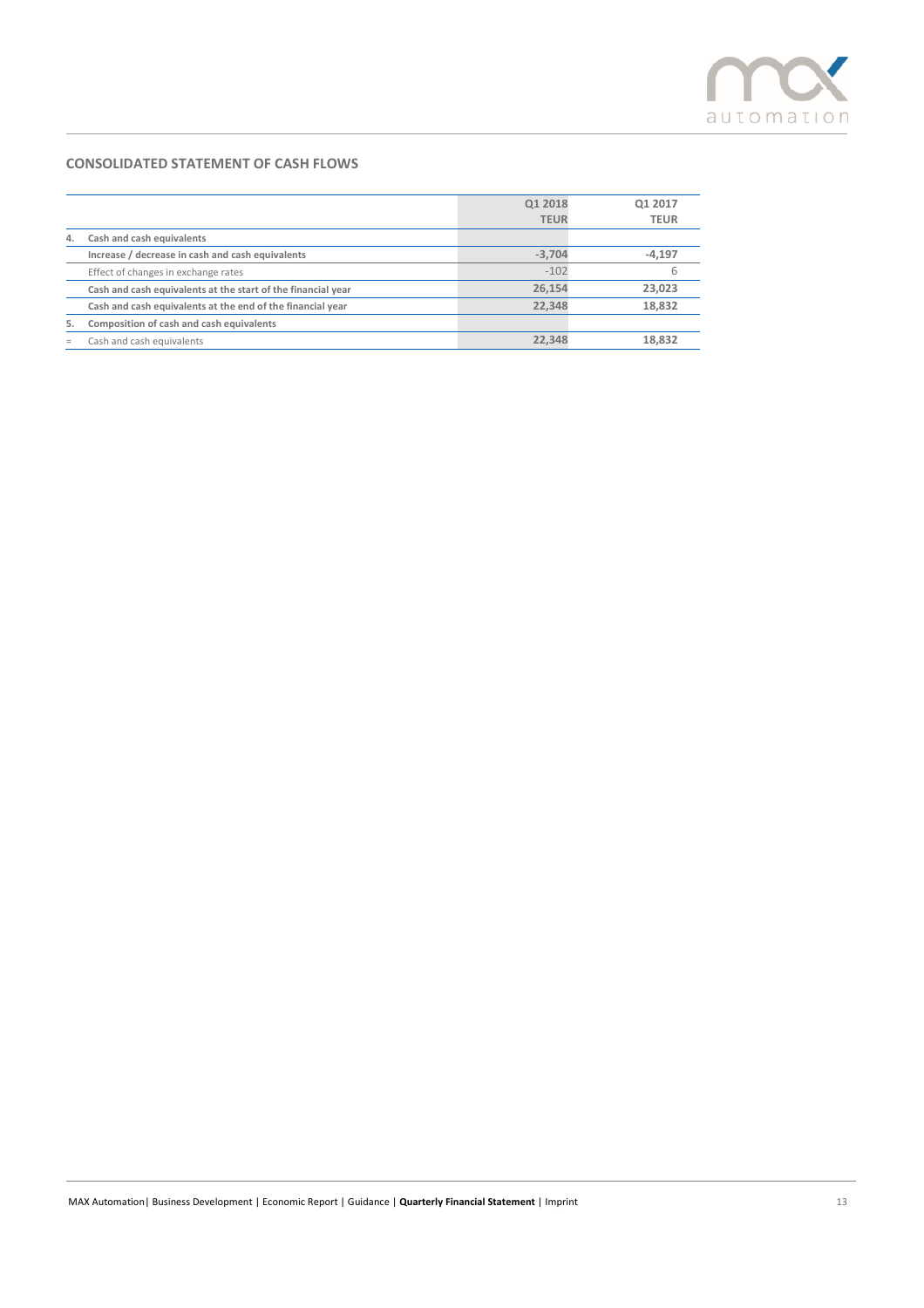## CONSOLIDATED STATEMENT OF CASH FLOWS

| | | Q1 2018<br>TEUR | Q1 2017<br>TEUR |
|---|---|---|---|
| **4.** | **Cash and cash equivalents** | | |
| | **Increase / decrease in cash and cash equivalents** | **-3,704** | **-4,197** |
| | Effect of changes in exchange rates | -102 | 6 |
| | **Cash and cash equivalents at the start of the financial year** | **26,154** | **23,023** |
| | **Cash and cash equivalents at the end of the financial year** | **22,348** | **18,832** |
| **5.** | **Composition of cash and cash equivalents** | | |
| = | Cash and cash equivalents | **22,348** | **18,832** |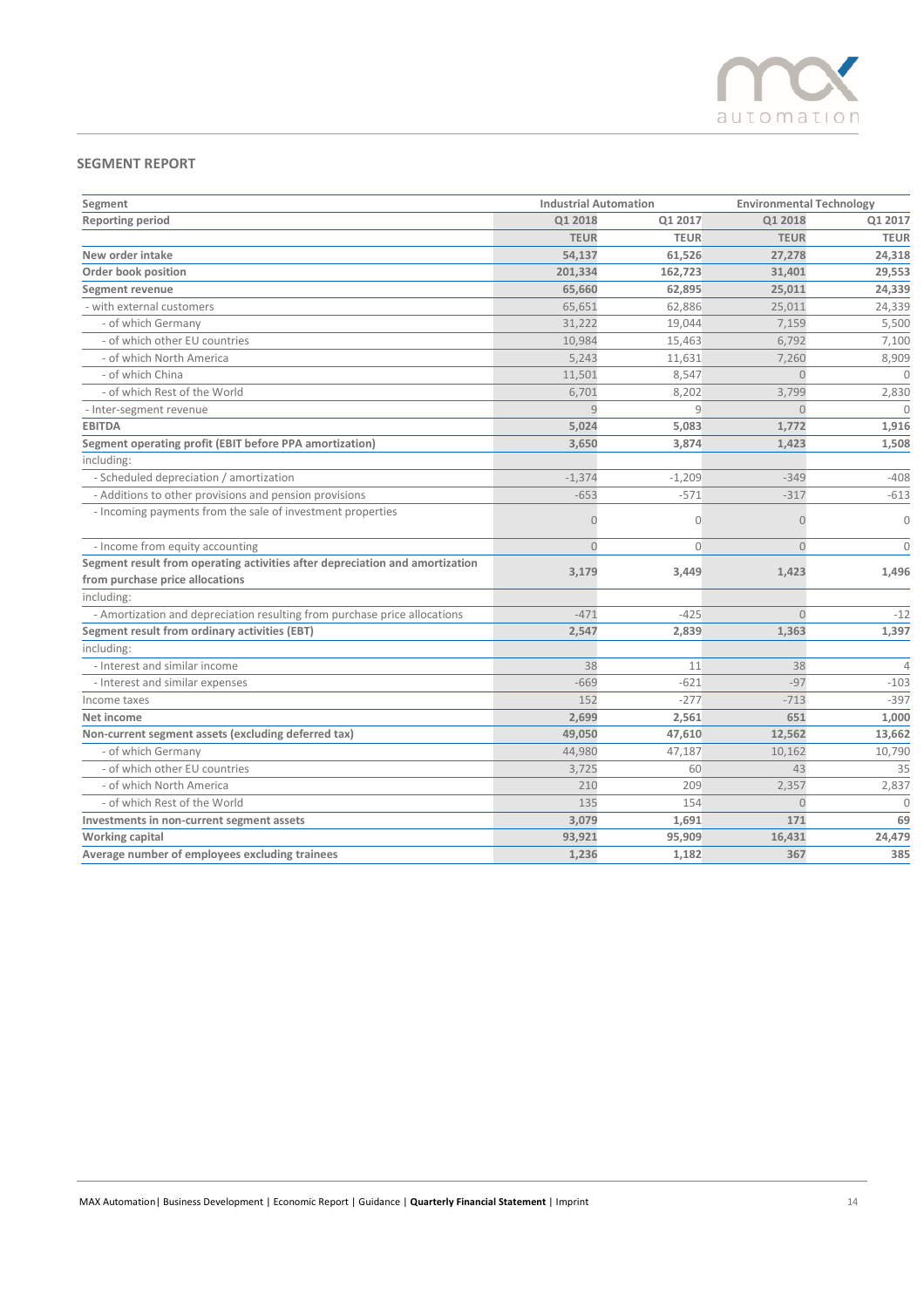## SEGMENT REPORT

| Segment | Industrial Automation | | Environmental Technology | |
|---|---|---|---|---|
| Reporting period | Q1 2018 | Q1 2017 | Q1 2018 | Q1 2017 |
| | TEUR | TEUR | TEUR | TEUR |
| **New order intake** | **54,137** | **61,526** | **27,278** | **24,318** |
| **Order book position** | **201,334** | **162,723** | **31,401** | **29,553** |
| **Segment revenue** | **65,660** | **62,895** | **25,011** | **24,339** |
| - with external customers | 65,651 | 62,886 | 25,011 | 24,339 |
| - of which Germany | 31,222 | 19,044 | 7,159 | 5,500 |
| - of which other EU countries | 10,984 | 15,463 | 6,792 | 7,100 |
| - of which North America | 5,243 | 11,631 | 7,260 | 8,909 |
| - of which China | 11,501 | 8,547 | 0 | 0 |
| - of which Rest of the World | 6,701 | 8,202 | 3,799 | 2,830 |
| - Inter-segment revenue | 9 | 9 | 0 | 0 |
| **EBITDA** | **5,024** | **5,083** | **1,772** | **1,916** |
| **Segment operating profit (EBIT before PPA amortization)** | **3,650** | **3,874** | **1,423** | **1,508** |
| including: | | | | |
| - Scheduled depreciation / amortization | -1,374 | -1,209 | -349 | -408 |
| - Additions to other provisions and pension provisions | -653 | -571 | -317 | -613 |
| - Incoming payments from the sale of investment properties | 0 | 0 | 0 | 0 |
| - Income from equity accounting | 0 | 0 | 0 | 0 |
| **Segment result from operating activities after depreciation and amortization from purchase price allocations** | **3,179** | **3,449** | **1,423** | **1,496** |
| including: | | | | |
| - Amortization and depreciation resulting from purchase price allocations | -471 | -425 | 0 | -12 |
| **Segment result from ordinary activities (EBT)** | **2,547** | **2,839** | **1,363** | **1,397** |
| including: | | | | |
| - Interest and similar income | 38 | 11 | 38 | 4 |
| - Interest and similar expenses | -669 | -621 | -97 | -103 |
| Income taxes | 152 | -277 | -713 | -397 |
| **Net income** | **2,699** | **2,561** | **651** | **1,000** |
| **Non-current segment assets (excluding deferred tax)** | **49,050** | **47,610** | **12,562** | **13,662** |
| - of which Germany | 44,980 | 47,187 | 10,162 | 10,790 |
| - of which other EU countries | 3,725 | 60 | 43 | 35 |
| - of which North America | 210 | 209 | 2,357 | 2,837 |
| - of which Rest of the World | 135 | 154 | 0 | 0 |
| **Investments in non-current segment assets** | **3,079** | **1,691** | **171** | **69** |
| **Working capital** | **93,921** | **95,909** | **16,431** | **24,479** |
| **Average number of employees excluding trainees** | **1,236** | **1,182** | **367** | **385** |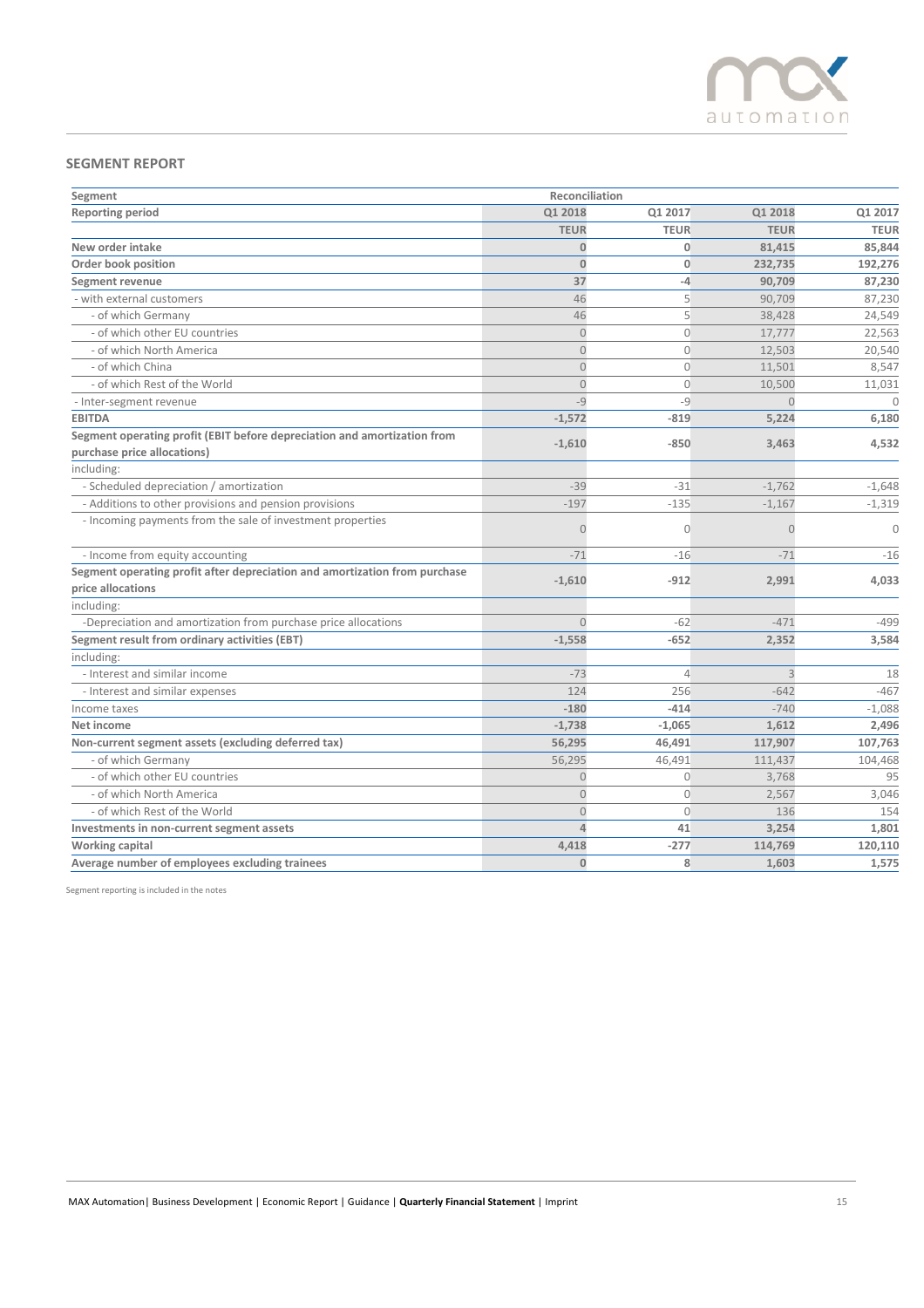## SEGMENT REPORT

| Segment | Reconciliation | | | |
|---|---|---|---|---|
| Reporting period | Q1 2018 | Q1 2017 | Q1 2018 | Q1 2017 |
| | TEUR | TEUR | TEUR | TEUR |
| **New order intake** | **0** | **0** | **81,415** | **85,844** |
| **Order book position** | **0** | **0** | **232,735** | **192,276** |
| **Segment revenue** | **37** | **-4** | **90,709** | **87,230** |
| - with external customers | 46 | 5 | 90,709 | 87,230 |
| - of which Germany | 46 | 5 | 38,428 | 24,549 |
| - of which other EU countries | 0 | 0 | 17,777 | 22,563 |
| - of which North America | 0 | 0 | 12,503 | 20,540 |
| - of which China | 0 | 0 | 11,501 | 8,547 |
| - of which Rest of the World | 0 | 0 | 10,500 | 11,031 |
| - Inter-segment revenue | -9 | -9 | 0 | 0 |
| **EBITDA** | **-1,572** | **-819** | **5,224** | **6,180** |
| **Segment operating profit (EBIT before depreciation and amortization from purchase price allocations)** | **-1,610** | **-850** | **3,463** | **4,532** |
| including: | | | | |
| - Scheduled depreciation / amortization | -39 | -31 | -1,762 | -1,648 |
| - Additions to other provisions and pension provisions | -197 | -135 | -1,167 | -1,319 |
| - Incoming payments from the sale of investment properties | 0 | 0 | 0 | 0 |
| - Income from equity accounting | -71 | -16 | -71 | -16 |
| **Segment operating profit after depreciation and amortization from purchase price allocations** | **-1,610** | **-912** | **2,991** | **4,033** |
| including: | | | | |
| -Depreciation and amortization from purchase price allocations | 0 | -62 | -471 | -499 |
| **Segment result from ordinary activities (EBT)** | **-1,558** | **-652** | **2,352** | **3,584** |
| including: | | | | |
| - Interest and similar income | -73 | 4 | 3 | 18 |
| - Interest and similar expenses | 124 | 256 | -642 | -467 |
| Income taxes | **-180** | **-414** | -740 | -1,088 |
| **Net income** | **-1,738** | **-1,065** | **1,612** | **2,496** |
| **Non-current segment assets (excluding deferred tax)** | **56,295** | **46,491** | **117,907** | **107,763** |
| - of which Germany | 56,295 | 46,491 | 111,437 | 104,468 |
| - of which other EU countries | 0 | 0 | 3,768 | 95 |
| - of which North America | 0 | 0 | 2,567 | 3,046 |
| - of which Rest of the World | 0 | 0 | 136 | 154 |
| **Investments in non-current segment assets** | **4** | **41** | **3,254** | **1,801** |
| **Working capital** | **4,418** | **-277** | **114,769** | **120,110** |
| **Average number of employees excluding trainees** | **0** | **8** | **1,603** | **1,575** |

Segment reporting is included in the notes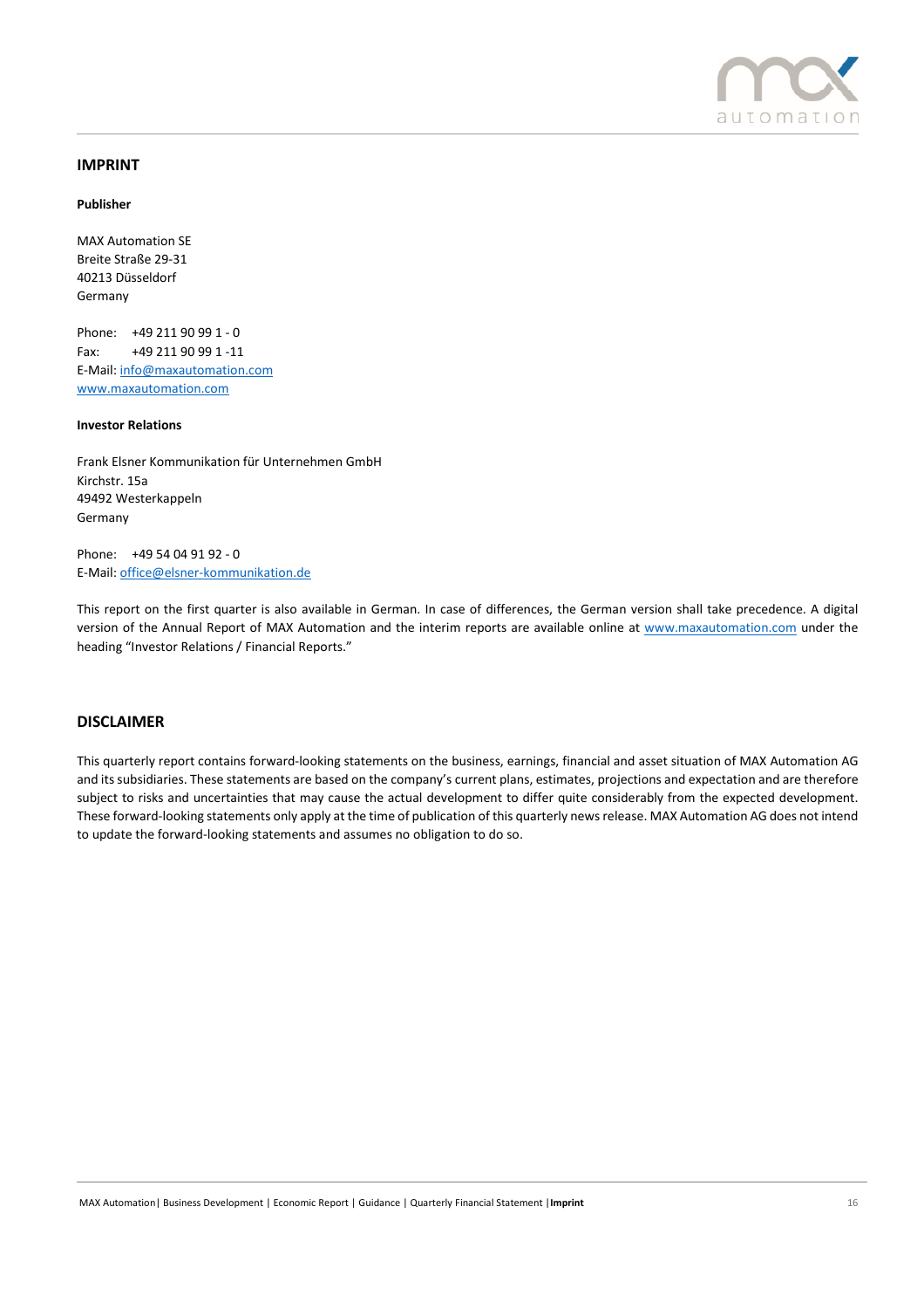## IMPRINT

**Publisher**

MAX Automation SE
Breite Straße 29-31
40213 Düsseldorf
Germany

Phone: +49 211 90 99 1 - 0
Fax: +49 211 90 99 1 -11
E-Mail: info@maxautomation.com
www.maxautomation.com

**Investor Relations**

Frank Elsner Kommunikation für Unternehmen GmbH
Kirchstr. 15a
49492 Westerkappeln
Germany

Phone: +49 54 04 91 92 - 0
E-Mail: office@elsner-kommunikation.de

This report on the first quarter is also available in German. In case of differences, the German version shall take precedence. A digital version of the Annual Report of MAX Automation and the interim reports are available online at www.maxautomation.com under the heading "Investor Relations / Financial Reports."

## DISCLAIMER

This quarterly report contains forward-looking statements on the business, earnings, financial and asset situation of MAX Automation AG and its subsidiaries. These statements are based on the company's current plans, estimates, projections and expectation and are therefore subject to risks and uncertainties that may cause the actual development to differ quite considerably from the expected development. These forward-looking statements only apply at the time of publication of this quarterly news release. MAX Automation AG does not intend to update the forward-looking statements and assumes no obligation to do so.